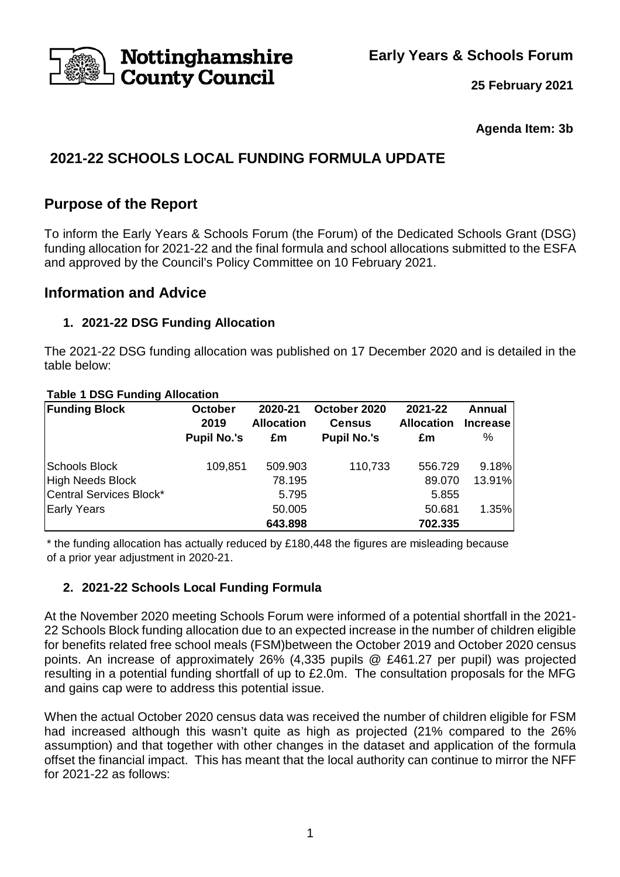**Nottinghamshire County Council**

**Early Years & Schools Forum**

**25 February 2021**

**Agenda Item: 3b**

# 2021-22 SCHOOLS LOCAL FUNDING FORMULA UPDATE

## Purpose of the Report

To inform the Early Years & Schools Forum (the Forum) of the Dedicated Schools Grant (DSG) funding allocation for 2021-22 and the final formula and school allocations submitted to the ESFA and approved by the Council's Policy Committee on 10 February 2021.

## Information and Advice

### 1. 2021-22 DSG Funding Allocation

The 2021-22 DSG funding allocation was published on 17 December 2020 and is detailed in the table below:

**Table 1 DSG Funding Allocation**

| Funding Block | October 2019 Pupil No.'s | 2020-21 Allocation £m | October 2020 Census Pupil No.'s | 2021-22 Allocation £m | Annual Increase % |
|---|---|---|---|---|---|
| Schools Block | 109,851 | 509.903 | 110,733 | 556.729 | 9.18% |
| High Needs Block | | 78.195 | | 89.070 | 13.91% |
| Central Services Block* | | 5.795 | | 5.855 | |
| Early Years | | 50.005 | | 50.681 | 1.35% |
| | | **643.898** | | **702.335** | |

\* the funding allocation has actually reduced by £180,448 the figures are misleading because of a prior year adjustment in 2020-21.

### 2. 2021-22 Schools Local Funding Formula

At the November 2020 meeting Schools Forum were informed of a potential shortfall in the 2021-22 Schools Block funding allocation due to an expected increase in the number of children eligible for benefits related free school meals (FSM)between the October 2019 and October 2020 census points. An increase of approximately 26% (4,335 pupils @ £461.27 per pupil) was projected resulting in a potential funding shortfall of up to £2.0m. The consultation proposals for the MFG and gains cap were to address this potential issue.

When the actual October 2020 census data was received the number of children eligible for FSM had increased although this wasn't quite as high as projected (21% compared to the 26% assumption) and that together with other changes in the dataset and application of the formula offset the financial impact. This has meant that the local authority can continue to mirror the NFF for 2021-22 as follows: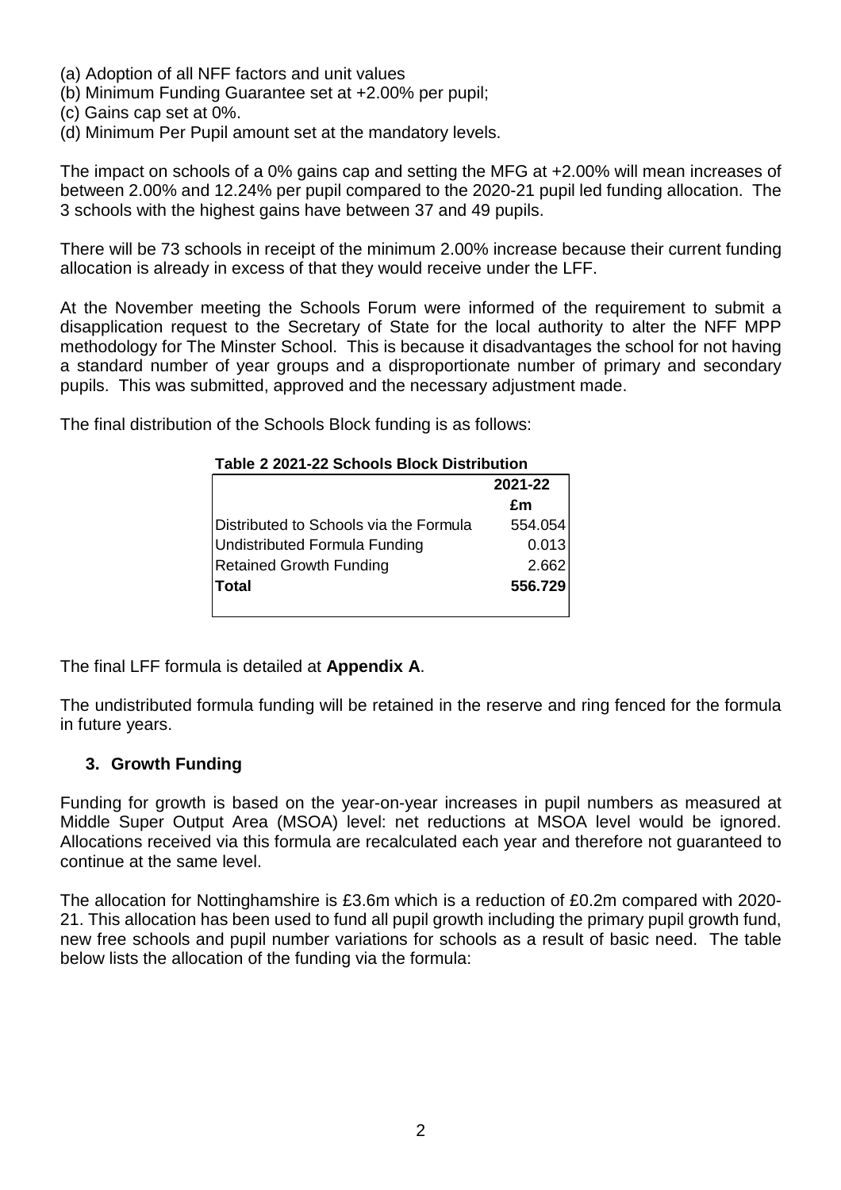(a) Adoption of all NFF factors and unit values
(b) Minimum Funding Guarantee set at +2.00% per pupil;
(c) Gains cap set at 0%.
(d) Minimum Per Pupil amount set at the mandatory levels.

The impact on schools of a 0% gains cap and setting the MFG at +2.00% will mean increases of between 2.00% and 12.24% per pupil compared to the 2020-21 pupil led funding allocation. The 3 schools with the highest gains have between 37 and 49 pupils.

There will be 73 schools in receipt of the minimum 2.00% increase because their current funding allocation is already in excess of that they would receive under the LFF.

At the November meeting the Schools Forum were informed of the requirement to submit a disapplication request to the Secretary of State for the local authority to alter the NFF MPP methodology for The Minster School. This is because it disadvantages the school for not having a standard number of year groups and a disproportionate number of primary and secondary pupils. This was submitted, approved and the necessary adjustment made.

The final distribution of the Schools Block funding is as follows:

**Table 2 2021-22 Schools Block Distribution**

| | 2021-22 £m |
|---|---|
| Distributed to Schools via the Formula | 554.054 |
| Undistributed Formula Funding | 0.013 |
| Retained Growth Funding | 2.662 |
| **Total** | **556.729** |

The final LFF formula is detailed at **Appendix A**.

The undistributed formula funding will be retained in the reserve and ring fenced for the formula in future years.

## 3. Growth Funding

Funding for growth is based on the year-on-year increases in pupil numbers as measured at Middle Super Output Area (MSOA) level: net reductions at MSOA level would be ignored. Allocations received via this formula are recalculated each year and therefore not guaranteed to continue at the same level.

The allocation for Nottinghamshire is £3.6m which is a reduction of £0.2m compared with 2020-21. This allocation has been used to fund all pupil growth including the primary pupil growth fund, new free schools and pupil number variations for schools as a result of basic need. The table below lists the allocation of the funding via the formula: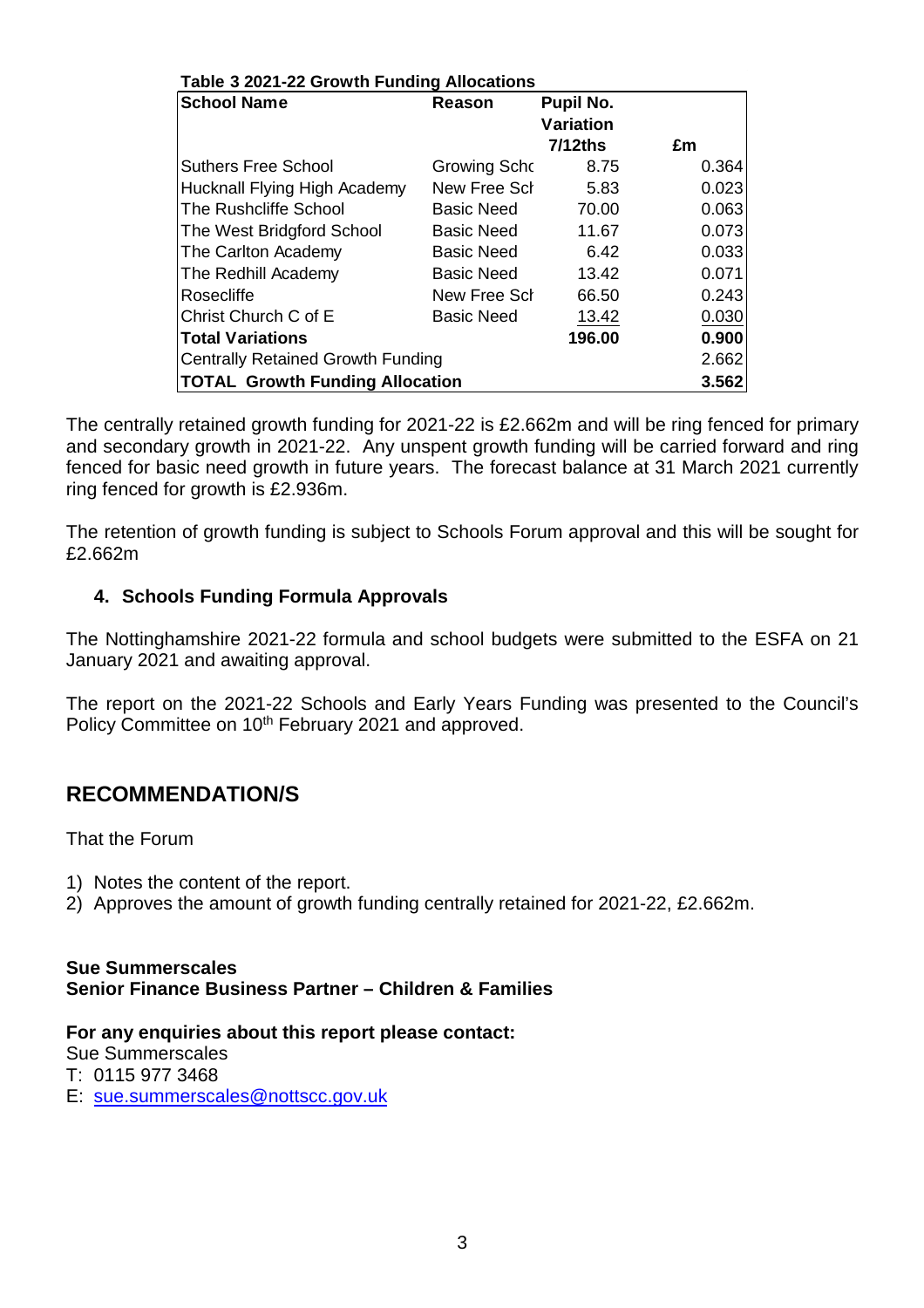**Table 3 2021-22 Growth Funding Allocations**

| School Name | Reason | Pupil No. Variation 7/12ths | £m |
|---|---|---|---|
| Suthers Free School | Growing Scho | 8.75 | 0.364 |
| Hucknall Flying High Academy | New Free Sch | 5.83 | 0.023 |
| The Rushcliffe School | Basic Need | 70.00 | 0.063 |
| The West Bridgford School | Basic Need | 11.67 | 0.073 |
| The Carlton Academy | Basic Need | 6.42 | 0.033 |
| The Redhill Academy | Basic Need | 13.42 | 0.071 |
| Rosecliffe | New Free Sch | 66.50 | 0.243 |
| Christ Church C of E | Basic Need | 13.42 | 0.030 |
| **Total Variations** | | **196.00** | **0.900** |
| Centrally Retained Growth Funding | | | 2.662 |
| **TOTAL Growth Funding Allocation** | | | **3.562** |

The centrally retained growth funding for 2021-22 is £2.662m and will be ring fenced for primary and secondary growth in 2021-22. Any unspent growth funding will be carried forward and ring fenced for basic need growth in future years. The forecast balance at 31 March 2021 currently ring fenced for growth is £2.936m.

The retention of growth funding is subject to Schools Forum approval and this will be sought for £2.662m

### 4. Schools Funding Formula Approvals

The Nottinghamshire 2021-22 formula and school budgets were submitted to the ESFA on 21 January 2021 and awaiting approval.

The report on the 2021-22 Schools and Early Years Funding was presented to the Council's Policy Committee on 10th February 2021 and approved.

## RECOMMENDATION/S

That the Forum

1) Notes the content of the report.
2) Approves the amount of growth funding centrally retained for 2021-22, £2.662m.

**Sue Summerscales**
**Senior Finance Business Partner – Children & Families**

**For any enquiries about this report please contact:**
Sue Summerscales
T: 0115 977 3468
E: sue.summerscales@nottscc.gov.uk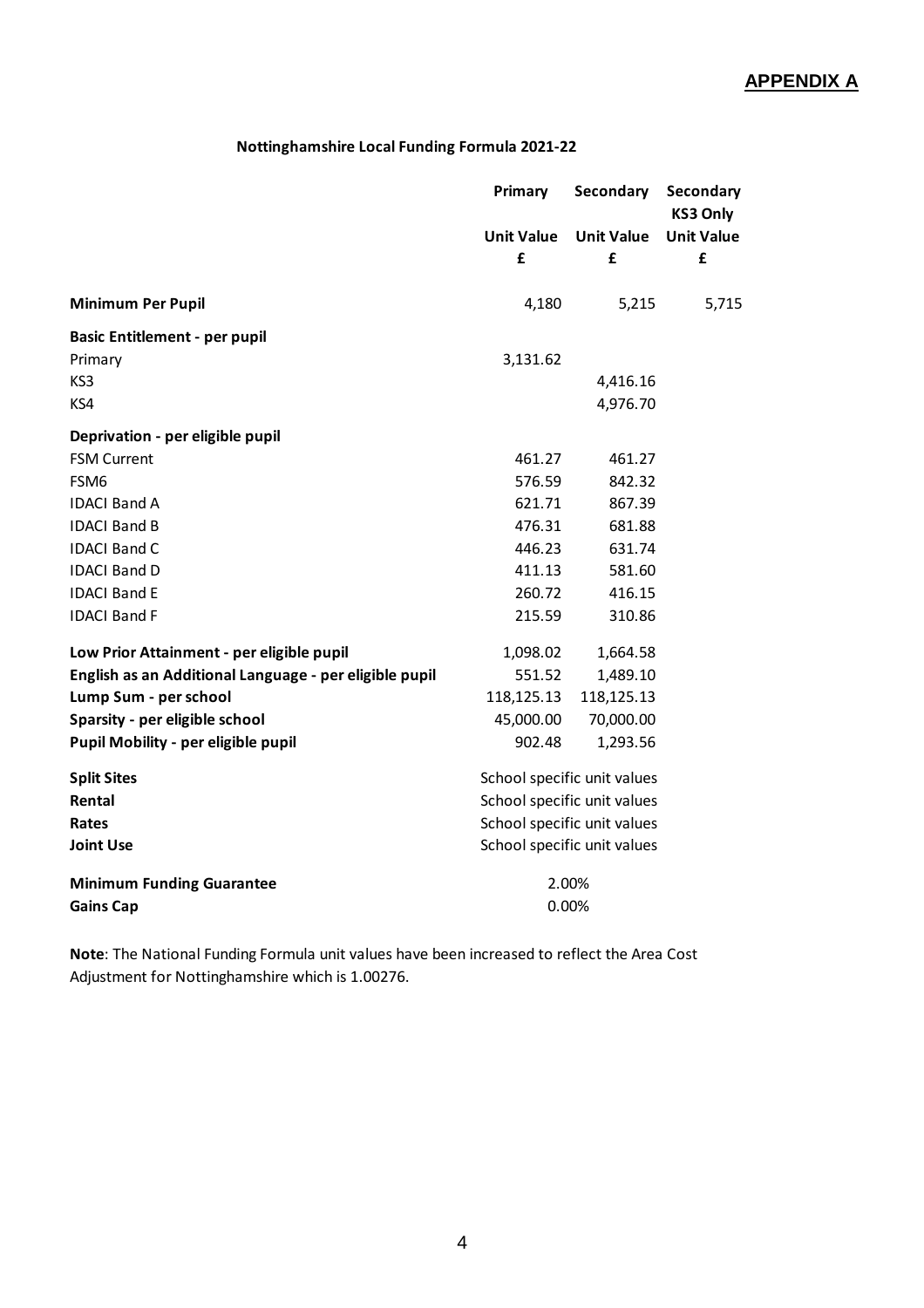**APPENDIX A**

**Nottinghamshire Local Funding Formula 2021-22**

| | Primary | Secondary | Secondary KS3 Only |
|---|---|---|---|
| | Unit Value £ | Unit Value £ | Unit Value £ |
| **Minimum Per Pupil** | 4,180 | 5,215 | 5,715 |
| **Basic Entitlement - per pupil** | | | |
| Primary | 3,131.62 | | |
| KS3 | | 4,416.16 | |
| KS4 | | 4,976.70 | |
| **Deprivation - per eligible pupil** | | | |
| FSM Current | 461.27 | 461.27 | |
| FSM6 | 576.59 | 842.32 | |
| IDACI Band A | 621.71 | 867.39 | |
| IDACI Band B | 476.31 | 681.88 | |
| IDACI Band C | 446.23 | 631.74 | |
| IDACI Band D | 411.13 | 581.60 | |
| IDACI Band E | 260.72 | 416.15 | |
| IDACI Band F | 215.59 | 310.86 | |
| **Low Prior Attainment - per eligible pupil** | 1,098.02 | 1,664.58 | |
| **English as an Additional Language - per eligible pupil** | 551.52 | 1,489.10 | |
| **Lump Sum - per school** | 118,125.13 | 118,125.13 | |
| **Sparsity - per eligible school** | 45,000.00 | 70,000.00 | |
| **Pupil Mobility - per eligible pupil** | 902.48 | 1,293.56 | |
| **Split Sites** | School specific unit values | | |
| **Rental** | School specific unit values | | |
| **Rates** | School specific unit values | | |
| **Joint Use** | School specific unit values | | |
| **Minimum Funding Guarantee** | 2.00% | | |
| **Gains Cap** | 0.00% | | |

**Note**: The National Funding Formula unit values have been increased to reflect the Area Cost Adjustment for Nottinghamshire which is 1.00276.